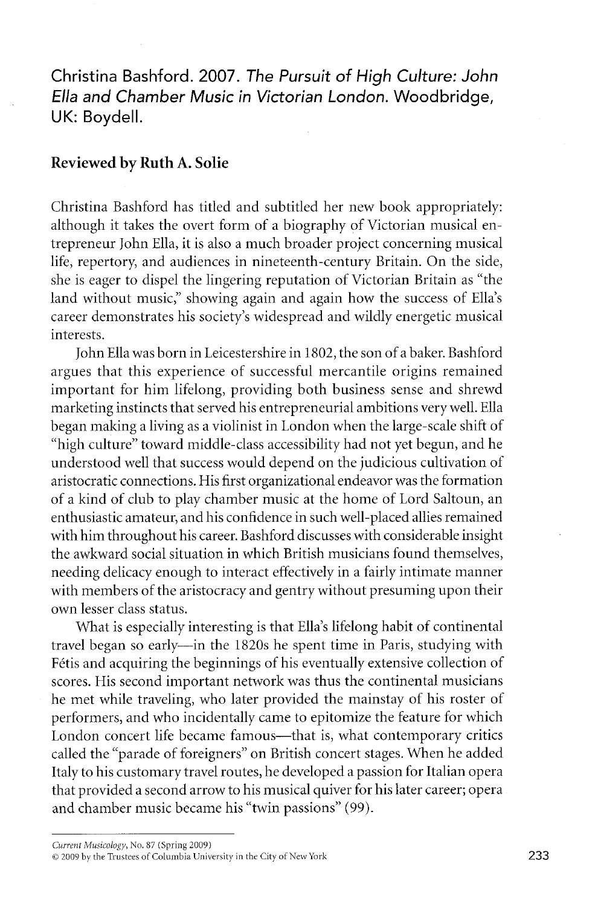# Christina Bashford. 2007. *The Pursuit of High Culture: John Ella and Chamber Music in Victorian London*. Woodbridge, UK: Boydell.

## Reviewed by Ruth A. Solie

Christina Bashford has titled and subtitled her new book appropriately: although it takes the overt form of a biography of Victorian musical entrepreneur John Ella, it is also a much broader project concerning musical life, repertory, and audiences in nineteenth-century Britain. On the side, she is eager to dispel the lingering reputation of Victorian Britain as "the land without music," showing again and again how the success of Ella's career demonstrates his society's widespread and wildly energetic musical interests.

John Ella was born in Leicestershire in 1802, the son of a baker. Bashford argues that this experience of successful mercantile origins remained important for him lifelong, providing both business sense and shrewd marketing instincts that served his entrepreneurial ambitions very well. Ella began making a living as a violinist in London when the large-scale shift of "high culture" toward middle-class accessibility had not yet begun, and he understood well that success would depend on the judicious cultivation of aristocratic connections. His first organizational endeavor was the formation of a kind of club to play chamber music at the home of Lord Saltoun, an enthusiastic amateur, and his confidence in such well-placed allies remained with him throughout his career. Bashford discusses with considerable insight the awkward social situation in which British musicians found themselves, needing delicacy enough to interact effectively in a fairly intimate manner with members of the aristocracy and gentry without presuming upon their own lesser class status.

What is especially interesting is that Ella's lifelong habit of continental travel began so early—in the 1820s he spent time in Paris, studying with Fétis and acquiring the beginnings of his eventually extensive collection of scores. His second important network was thus the continental musicians he met while traveling, who later provided the mainstay of his roster of performers, and who incidentally came to epitomize the feature for which London concert life became famous—that is, what contemporary critics called the "parade of foreigners" on British concert stages. When he added Italy to his customary travel routes, he developed a passion for Italian opera that provided a second arrow to his musical quiver for his later career; opera and chamber music became his "twin passions" (99).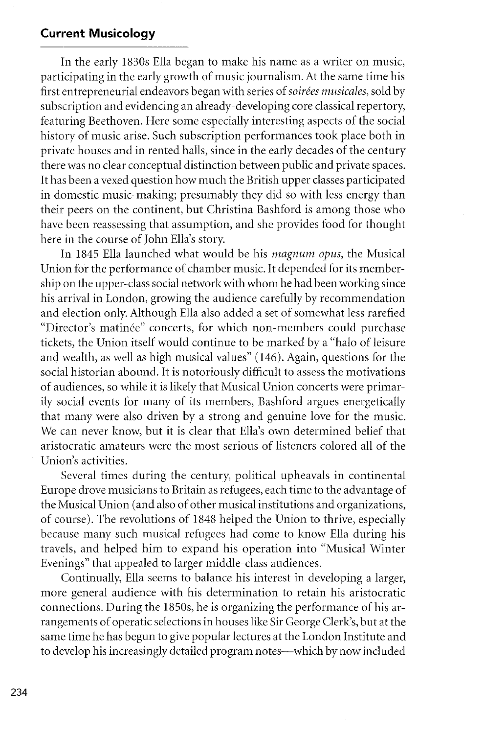In the early 1830s Ella began to make his name as a writer on music, participating in the early growth of music journalism. At the same time his first entrepreneurial endeavors began with series of *soirées musicales*, sold by subscription and evidencing an already-developing core classical repertory, featuring Beethoven. Here some especially interesting aspects of the social history of music arise. Such subscription performances took place both in private houses and in rented halls, since in the early decades of the century there was no clear conceptual distinction between public and private spaces. It has been a vexed question how much the British upper classes participated in domestic music-making; presumably they did so with less energy than their peers on the continent, but Christina Bashford is among those who have been reassessing that assumption, and she provides food for thought here in the course of John Ella's story.

In 1845 Ella launched what would be his *magnum opus*, the Musical Union for the performance of chamber music. It depended for its membership on the upper-class social network with whom he had been working since his arrival in London, growing the audience carefully by recommendation and election only. Although Ella also added a set of somewhat less rarefied "Director's matinée" concerts, for which non-members could purchase tickets, the Union itself would continue to be marked by a "halo of leisure and wealth, as well as high musical values" (146). Again, questions for the social historian abound. It is notoriously difficult to assess the motivations of audiences, so while it is likely that Musical Union concerts were primarily social events for many of its members, Bashford argues energetically that many were also driven by a strong and genuine love for the music. We can never know, but it is clear that Ella's own determined belief that aristocratic amateurs were the most serious of listeners colored all of the Union's activities.

Several times during the century, political upheavals in continental Europe drove musicians to Britain as refugees, each time to the advantage of the Musical Union (and also of other musical institutions and organizations, of course). The revolutions of 1848 helped the Union to thrive, especially because many such musical refugees had come to know Ella during his travels, and helped him to expand his operation into "Musical Winter Evenings" that appealed to larger middle-class audiences.

Continually, Ella seems to balance his interest in developing a larger, more general audience with his determination to retain his aristocratic connections. During the 1850s, he is organizing the performance of his arrangements of operatic selections in houses like Sir George Clerk's, but at the same time he has begun to give popular lectures at the London Institute and to develop his increasingly detailed program notes—which by now included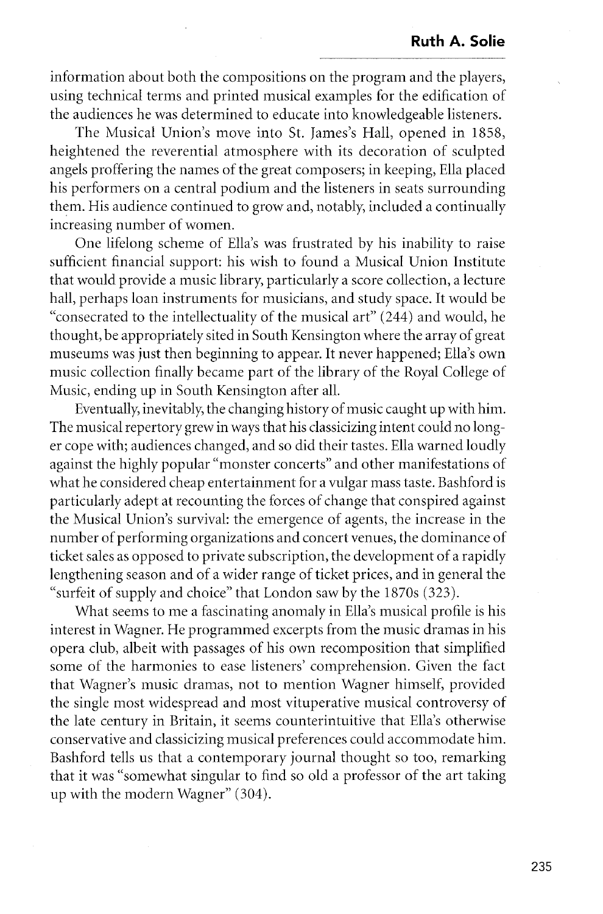information about both the compositions on the program and the players, using technical terms and printed musical examples for the edification of the audiences he was determined to educate into knowledgeable listeners.

The Musical Union's move into St. James's Hall, opened in 1858, heightened the reverential atmosphere with its decoration of sculpted angels proffering the names of the great composers; in keeping, Ella placed his performers on a central podium and the listeners in seats surrounding them. His audience continued to grow and, notably, included a continually increasing number of women.

One lifelong scheme of Ella's was frustrated by his inability to raise sufficient financial support: his wish to found a Musical Union Institute that would provide a music library, particularly a score collection, a lecture hall, perhaps loan instruments for musicians, and study space. It would be "consecrated to the intellectuality of the musical art" (244) and would, he thought, be appropriately sited in South Kensington where the array of great museums was just then beginning to appear. It never happened; Ella's own music collection finally became part of the library of the Royal College of Music, ending up in South Kensington after all.

Eventually, inevitably, the changing history of music caught up with him. The musical repertory grew in ways that his classicizing intent could no longer cope with; audiences changed, and so did their tastes. Ella warned loudly against the highly popular "monster concerts" and other manifestations of what he considered cheap entertainment for a vulgar mass taste. Bashford is particularly adept at recounting the forces of change that conspired against the Musical Union's survival: the emergence of agents, the increase in the number of performing organizations and concert venues, the dominance of ticket sales as opposed to private subscription, the development of a rapidly lengthening season and of a wider range of ticket prices, and in general the "surfeit of supply and choice" that London saw by the 1870s (323).

What seems to me a fascinating anomaly in Ella's musical profile is his interest in Wagner. He programmed excerpts from the music dramas in his opera club, albeit with passages of his own recomposition that simplified some of the harmonies to ease listeners' comprehension. Given the fact that Wagner's music dramas, not to mention Wagner himself, provided the single most widespread and most vituperative musical controversy of the late century in Britain, it seems counterintuitive that Ella's otherwise conservative and classicizing musical preferences could accommodate him. Bashford tells us that a contemporary journal thought so too, remarking that it was "somewhat singular to find so old a professor of the art taking up with the modern Wagner" (304).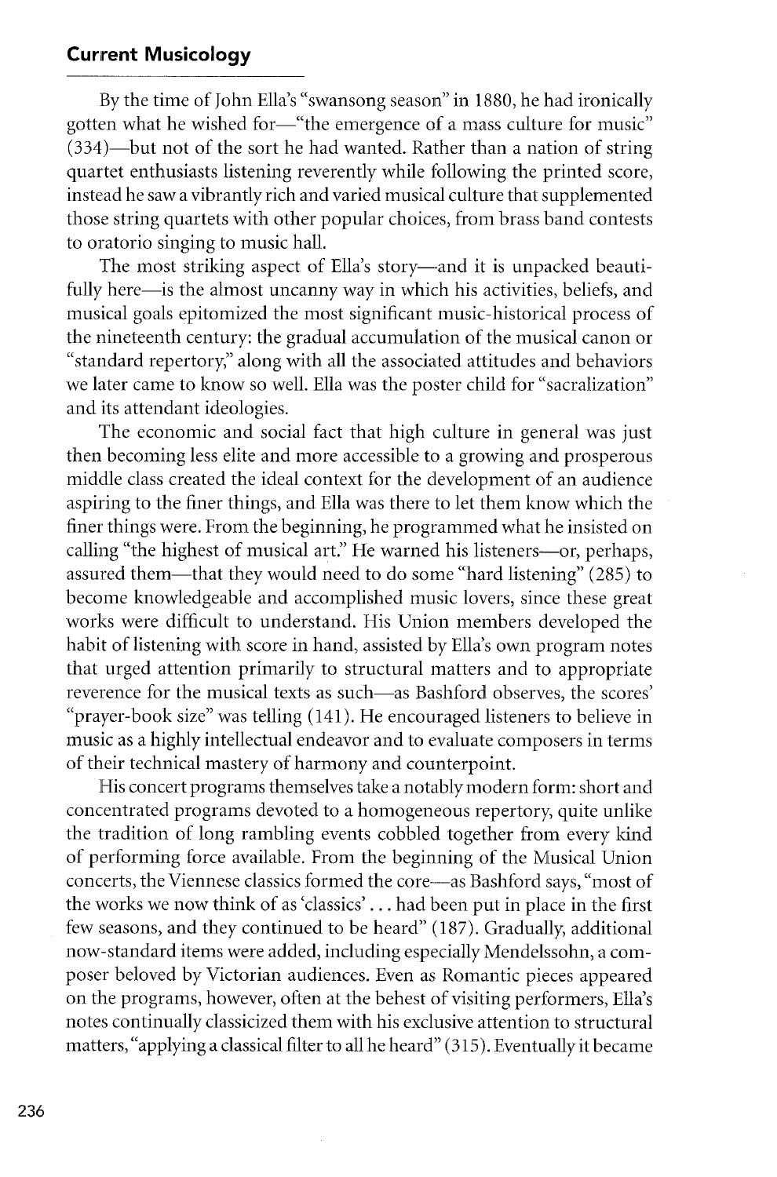By the time of John Ella's "swansong season" in 1880, he had ironically gotten what he wished for—"the emergence of a mass culture for music" (334)—but not of the sort he had wanted. Rather than a nation of string quartet enthusiasts listening reverently while following the printed score, instead he saw a vibrantly rich and varied musical culture that supplemented those string quartets with other popular choices, from brass band contests to oratorio singing to music hall.

The most striking aspect of Ella's story—and it is unpacked beautifully here—is the almost uncanny way in which his activities, beliefs, and musical goals epitomized the most significant music-historical process of the nineteenth century: the gradual accumulation of the musical canon or "standard repertory," along with all the associated attitudes and behaviors we later came to know so well. Ella was the poster child for "sacralization" and its attendant ideologies.

The economic and social fact that high culture in general was just then becoming less elite and more accessible to a growing and prosperous middle class created the ideal context for the development of an audience aspiring to the finer things, and Ella was there to let them know which the finer things were. From the beginning, he programmed what he insisted on calling "the highest of musical art." He warned his listeners—or, perhaps, assured them—that they would need to do some "hard listening" (285) to become knowledgeable and accomplished music lovers, since these great works were difficult to understand. His Union members developed the habit of listening with score in hand, assisted by Ella's own program notes that urged attention primarily to structural matters and to appropriate reverence for the musical texts as such—as Bashford observes, the scores' "prayer-book size" was telling (141). He encouraged listeners to believe in music as a highly intellectual endeavor and to evaluate composers in terms of their technical mastery of harmony and counterpoint.

His concert programs themselves take a notably modern form: short and concentrated programs devoted to a homogeneous repertory, quite unlike the tradition of long rambling events cobbled together from every kind of performing force available. From the beginning of the Musical Union concerts, the Viennese classics formed the core—as Bashford says, "most of the works we now think of as 'classics' . . . had been put in place in the first few seasons, and they continued to be heard" (187). Gradually, additional now-standard items were added, including especially Mendelssohn, a composer beloved by Victorian audiences. Even as Romantic pieces appeared on the programs, however, often at the behest of visiting performers, Ella's notes continually classicized them with his exclusive attention to structural matters, "applying a classical filter to all he heard" (315). Eventually it became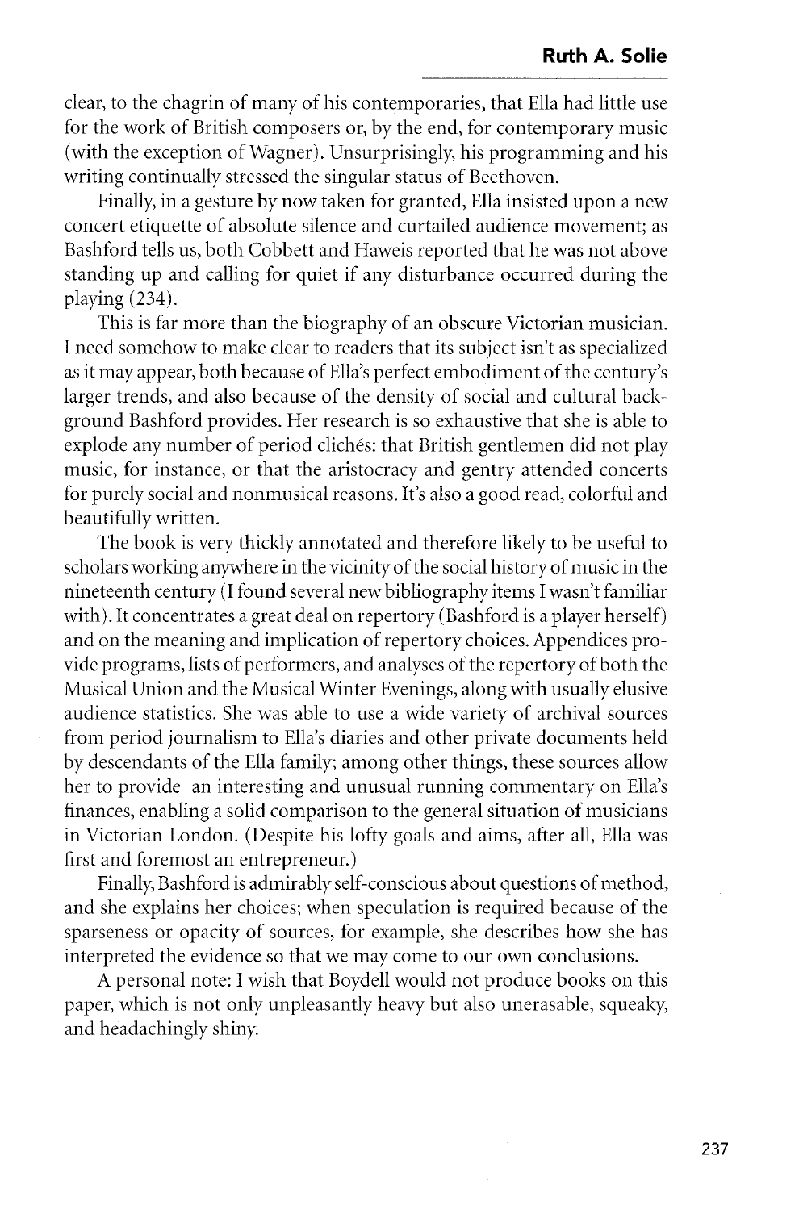clear, to the chagrin of many of his contemporaries, that Ella had little use for the work of British composers or, by the end, for contemporary music (with the exception of Wagner). Unsurprisingly, his programming and his writing continually stressed the singular status of Beethoven.

Finally, in a gesture by now taken for granted, Ella insisted upon a new concert etiquette of absolute silence and curtailed audience movement; as Bashford tells us, both Cobbett and Haweis reported that he was not above standing up and calling for quiet if any disturbance occurred during the playing (234).

This is far more than the biography of an obscure Victorian musician. I need somehow to make clear to readers that its subject isn't as specialized as it may appear, both because of Ella's perfect embodiment of the century's larger trends, and also because of the density of social and cultural background Bashford provides. Her research is so exhaustive that she is able to explode any number of period clichés: that British gentlemen did not play music, for instance, or that the aristocracy and gentry attended concerts for purely social and nonmusical reasons. It's also a good read, colorful and beautifully written.

The book is very thickly annotated and therefore likely to be useful to scholars working anywhere in the vicinity of the social history of music in the nineteenth century (I found several new bibliography items I wasn't familiar with). It concentrates a great deal on repertory (Bashford is a player herself) and on the meaning and implication of repertory choices. Appendices provide programs, lists of performers, and analyses of the repertory of both the Musical Union and the Musical Winter Evenings, along with usually elusive audience statistics. She was able to use a wide variety of archival sources from period journalism to Ella's diaries and other private documents held by descendants of the Ella family; among other things, these sources allow her to provide an interesting and unusual running commentary on Ella's finances, enabling a solid comparison to the general situation of musicians in Victorian London. (Despite his lofty goals and aims, after all, Ella was first and foremost an entrepreneur.)

Finally, Bashford is admirably self-conscious about questions of method, and she explains her choices; when speculation is required because of the sparseness or opacity of sources, for example, she describes how she has interpreted the evidence so that we may come to our own conclusions.

A personal note: I wish that Boydell would not produce books on this paper, which is not only unpleasantly heavy but also unerasable, squeaky, and headachingly shiny.